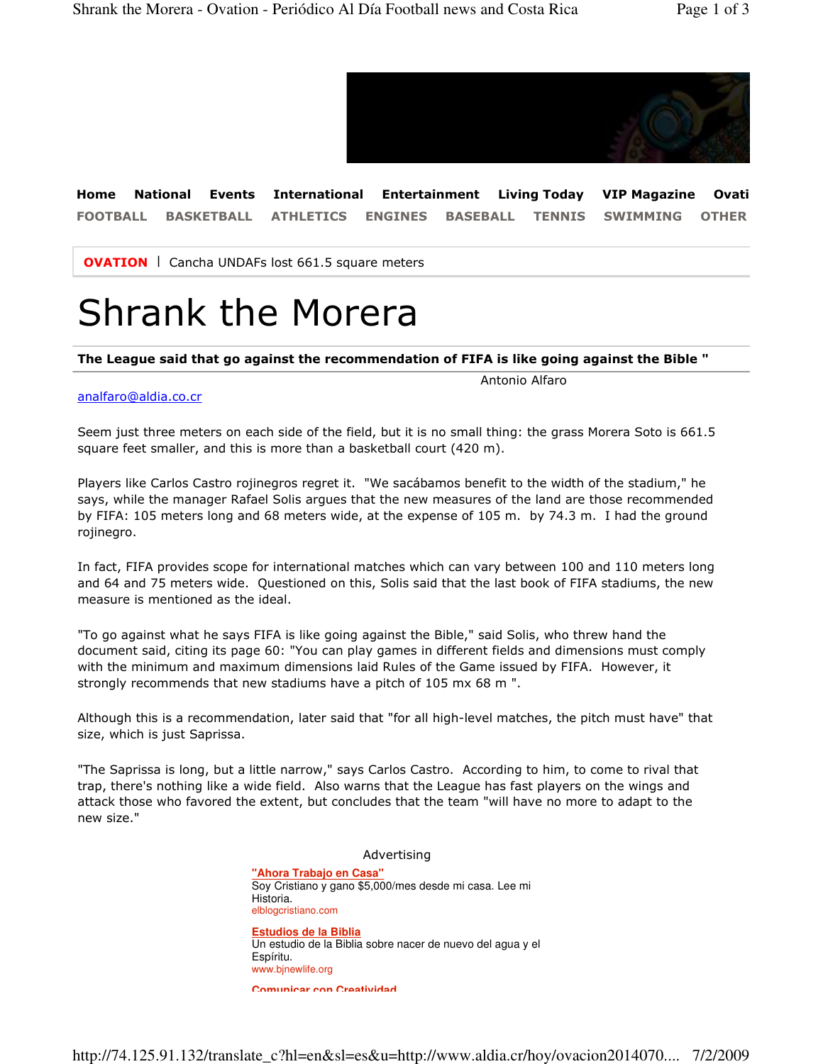Home National Events International Entertainment Living Today VIP Magazine Ovati

FOOTBALL BASKETBALL ATHLETICS ENGINES BASEBALL TENNIS SWIMMING OTHER

**OVATION** | Cancha UNDAFs lost 661.5 square meters

# Shrank the Morera

**The League said that go against the recommendation of FIFA is like going against the Bible "**

Antonio Alfaro

analfaro@aldia.co.cr

Seem just three meters on each side of the field, but it is no small thing: the grass Morera Soto is 661.5 square feet smaller, and this is more than a basketball court (420 m).

Players like Carlos Castro rojinegros regret it. "We sacábamos benefit to the width of the stadium," he says, while the manager Rafael Solis argues that the new measures of the land are those recommended by FIFA: 105 meters long and 68 meters wide, at the expense of 105 m. by 74.3 m. I had the ground rojinegro.

In fact, FIFA provides scope for international matches which can vary between 100 and 110 meters long and 64 and 75 meters wide. Questioned on this, Solis said that the last book of FIFA stadiums, the new measure is mentioned as the ideal.

"To go against what he says FIFA is like going against the Bible," said Solis, who threw hand the document said, citing its page 60: "You can play games in different fields and dimensions must comply with the minimum and maximum dimensions laid Rules of the Game issued by FIFA. However, it strongly recommends that new stadiums have a pitch of 105 mx 68 m ".

Although this is a recommendation, later said that "for all high-level matches, the pitch must have" that size, which is just Saprissa.

"The Saprissa is long, but a little narrow," says Carlos Castro. According to him, to come to rival that trap, there's nothing like a wide field. Also warns that the League has fast players on the wings and attack those who favored the extent, but concludes that the team "will have no more to adapt to the new size."

Advertising

**"Ahora Trabajo en Casa"**
Soy Cristiano y gano $5,000/mes desde mi casa. Lee mi Historia.
elblogcristiano.com

**Estudios de la Biblia**
Un estudio de la Biblia sobre nacer de nuevo del agua y el Espíritu.
www.bjnewlife.org

**Comunicar con Creatividad**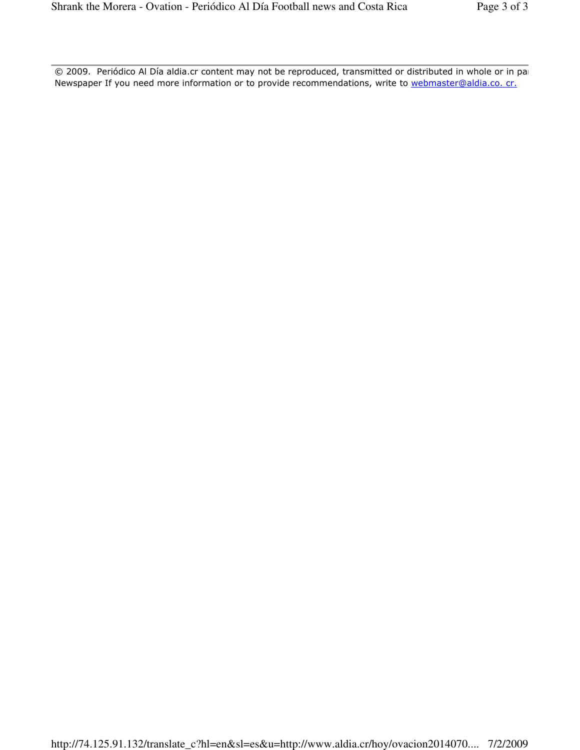© 2009. Periódico Al Día aldia.cr content may not be reproduced, transmitted or distributed in whole or in pa
Newspaper If you need more information or to provide recommendations, write to webmaster@aldia.co. cr.